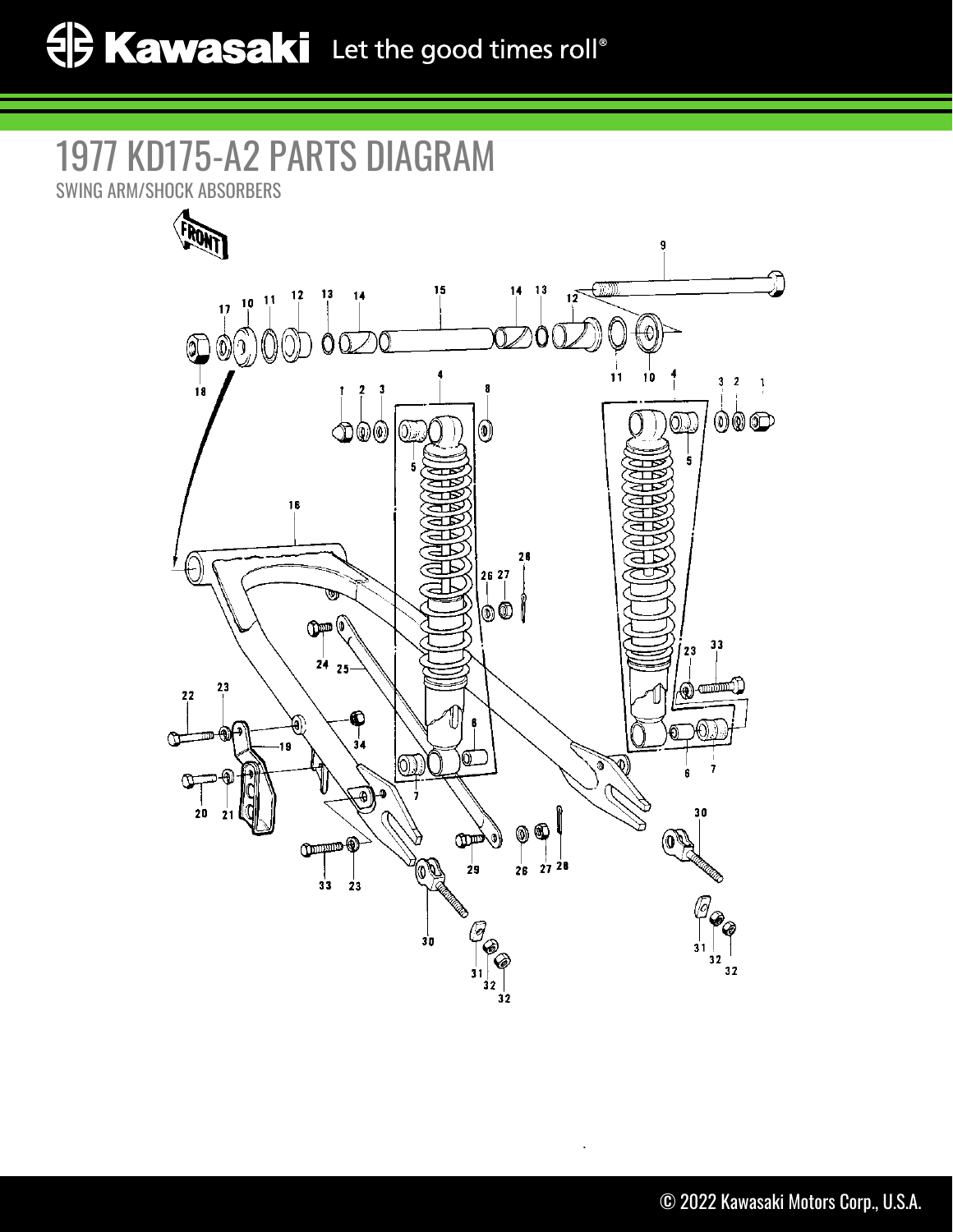# 1977 KD175-A2 PARTS DIAGRAM

SWING ARM/SHOCK ABSORBERS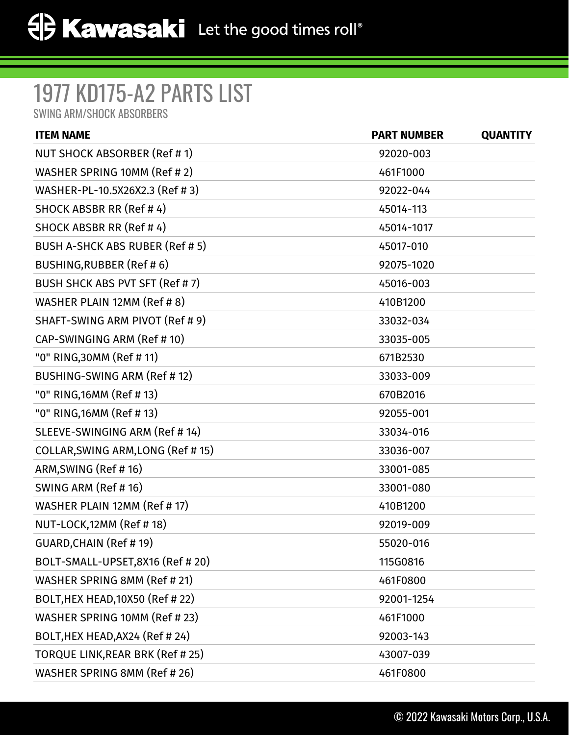# 1977 KD175-A2 PARTS LIST

SWING ARM/SHOCK ABSORBERS

| ITEM NAME | PART NUMBER | QUANTITY |
|---|---|---|
| NUT SHOCK ABSORBER (Ref # 1) | 92020-003 | |
| WASHER SPRING 10MM (Ref # 2) | 461F1000 | |
| WASHER-PL-10.5X26X2.3 (Ref # 3) | 92022-044 | |
| SHOCK ABSBR RR (Ref # 4) | 45014-113 | |
| SHOCK ABSBR RR (Ref # 4) | 45014-1017 | |
| BUSH A-SHCK ABS RUBER (Ref # 5) | 45017-010 | |
| BUSHING,RUBBER (Ref # 6) | 92075-1020 | |
| BUSH SHCK ABS PVT SFT (Ref # 7) | 45016-003 | |
| WASHER PLAIN 12MM (Ref # 8) | 410B1200 | |
| SHAFT-SWING ARM PIVOT (Ref # 9) | 33032-034 | |
| CAP-SWINGING ARM (Ref # 10) | 33035-005 | |
| "0" RING,30MM (Ref # 11) | 671B2530 | |
| BUSHING-SWING ARM (Ref # 12) | 33033-009 | |
| "0" RING,16MM (Ref # 13) | 670B2016 | |
| "0" RING,16MM (Ref # 13) | 92055-001 | |
| SLEEVE-SWINGING ARM (Ref # 14) | 33034-016 | |
| COLLAR,SWING ARM,LONG (Ref # 15) | 33036-007 | |
| ARM,SWING (Ref # 16) | 33001-085 | |
| SWING ARM (Ref # 16) | 33001-080 | |
| WASHER PLAIN 12MM (Ref # 17) | 410B1200 | |
| NUT-LOCK,12MM (Ref # 18) | 92019-009 | |
| GUARD,CHAIN (Ref # 19) | 55020-016 | |
| BOLT-SMALL-UPSET,8X16 (Ref # 20) | 115G0816 | |
| WASHER SPRING 8MM (Ref # 21) | 461F0800 | |
| BOLT,HEX HEAD,10X50 (Ref # 22) | 92001-1254 | |
| WASHER SPRING 10MM (Ref # 23) | 461F1000 | |
| BOLT,HEX HEAD,AX24 (Ref # 24) | 92003-143 | |
| TORQUE LINK,REAR BRK (Ref # 25) | 43007-039 | |
| WASHER SPRING 8MM (Ref # 26) | 461F0800 | |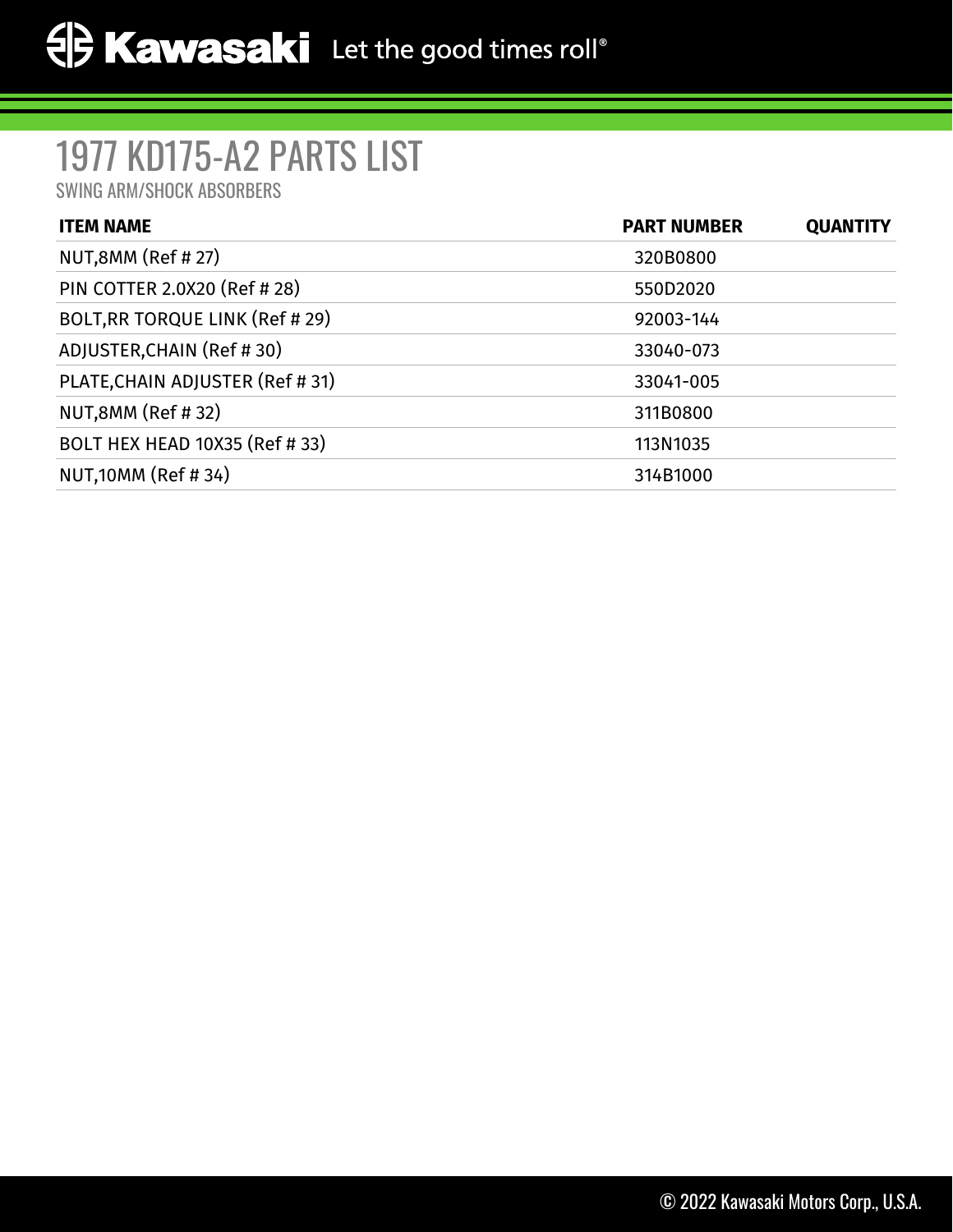# 1977 KD175-A2 PARTS LIST

SWING ARM/SHOCK ABSORBERS

| ITEM NAME | PART NUMBER | QUANTITY |
|---|---|---|
| NUT,8MM (Ref # 27) | 320B0800 | |
| PIN COTTER 2.0X20 (Ref # 28) | 550D2020 | |
| BOLT,RR TORQUE LINK (Ref # 29) | 92003-144 | |
| ADJUSTER,CHAIN (Ref # 30) | 33040-073 | |
| PLATE,CHAIN ADJUSTER (Ref # 31) | 33041-005 | |
| NUT,8MM (Ref # 32) | 311B0800 | |
| BOLT HEX HEAD 10X35 (Ref # 33) | 113N1035 | |
| NUT,10MM (Ref # 34) | 314B1000 | |